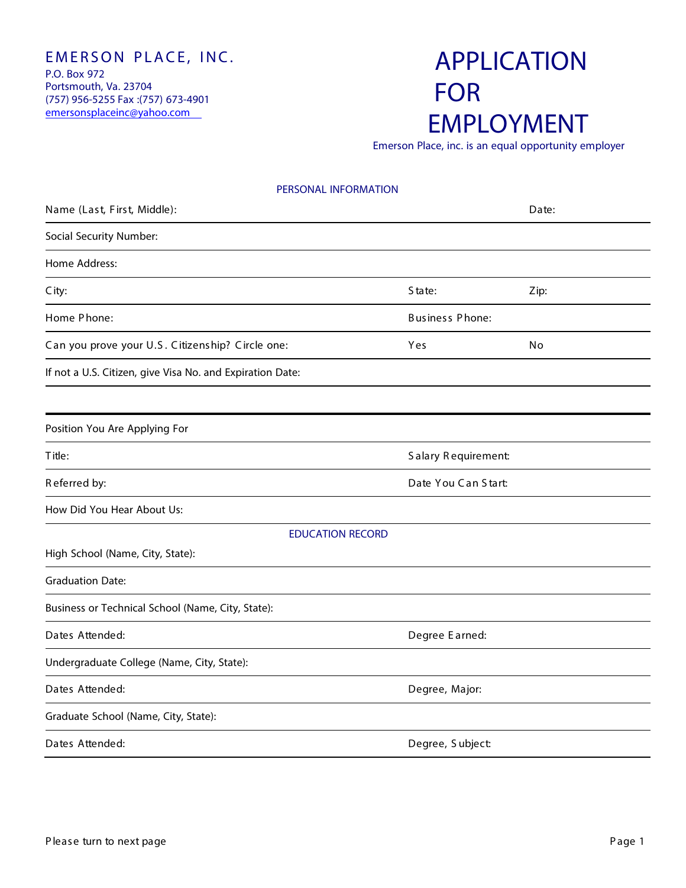EMERSON PLACE, INC.

P.O. Box 972
Portsmouth, Va. 23704
(757) 956-5255 Fax :(757) 673-4901
emersonsplaceinc@yahoo.com

# APPLICATION FOR EMPLOYMENT

Emerson Place, inc. is an equal opportunity employer

## PERSONAL INFORMATION

| | | |
|---|---|---|
| Name (Last, First, Middle): | | Date: |
| Social Security Number: | | |
| Home Address: | | |
| City: | State: | Zip: |
| Home Phone: | Business Phone: | |
| Can you prove your U.S. Citizenship? Circle one: | Yes | No |
| If not a U.S. Citizen, give Visa No. and Expiration Date: | | |

| | |
|---|---|
| Position You Are Applying For | |
| Title: | Salary Requirement: |
| Referred by: | Date You Can Start: |
| How Did You Hear About Us: | |

## EDUCATION RECORD

| | |
|---|---|
| High School (Name, City, State): | |
| Graduation Date: | |
| Business or Technical School (Name, City, State): | |
| Dates Attended: | Degree Earned: |
| Undergraduate College (Name, City, State): | |
| Dates Attended: | Degree, Major: |
| Graduate School (Name, City, State): | |
| Dates Attended: | Degree, Subject: |

Please turn to next page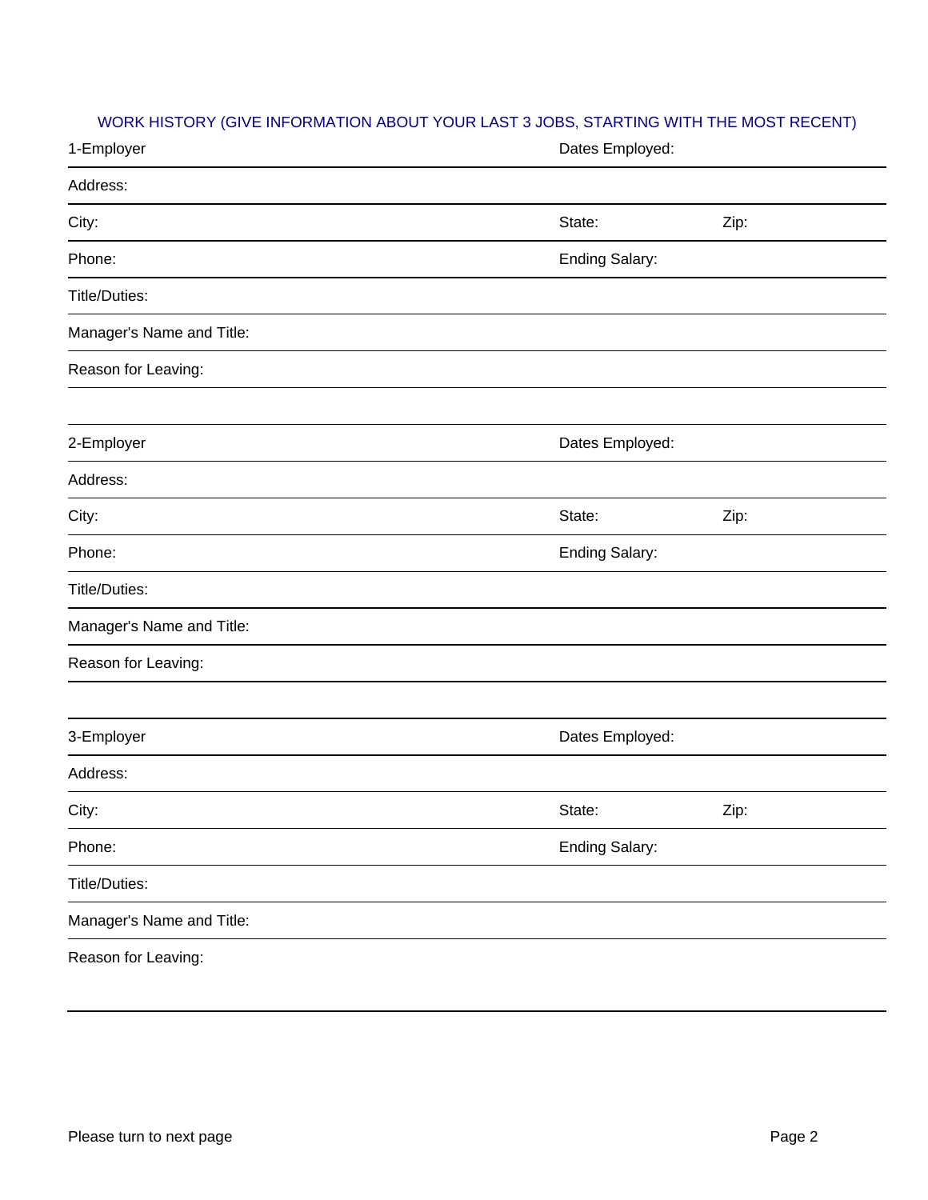## WORK HISTORY (GIVE INFORMATION ABOUT YOUR LAST 3 JOBS, STARTING WITH THE MOST RECENT)

1-Employer | Dates Employed:

Address:

City: | State: | Zip:

Phone: | Ending Salary:

Title/Duties:

Manager's Name and Title:

Reason for Leaving:

2-Employer | Dates Employed:

Address:

City: | State: | Zip:

Phone: | Ending Salary:

Title/Duties:

Manager's Name and Title:

Reason for Leaving:

3-Employer | Dates Employed:

Address:

City: | State: | Zip:

Phone: | Ending Salary:

Title/Duties:

Manager's Name and Title:

Reason for Leaving:

Please turn to next page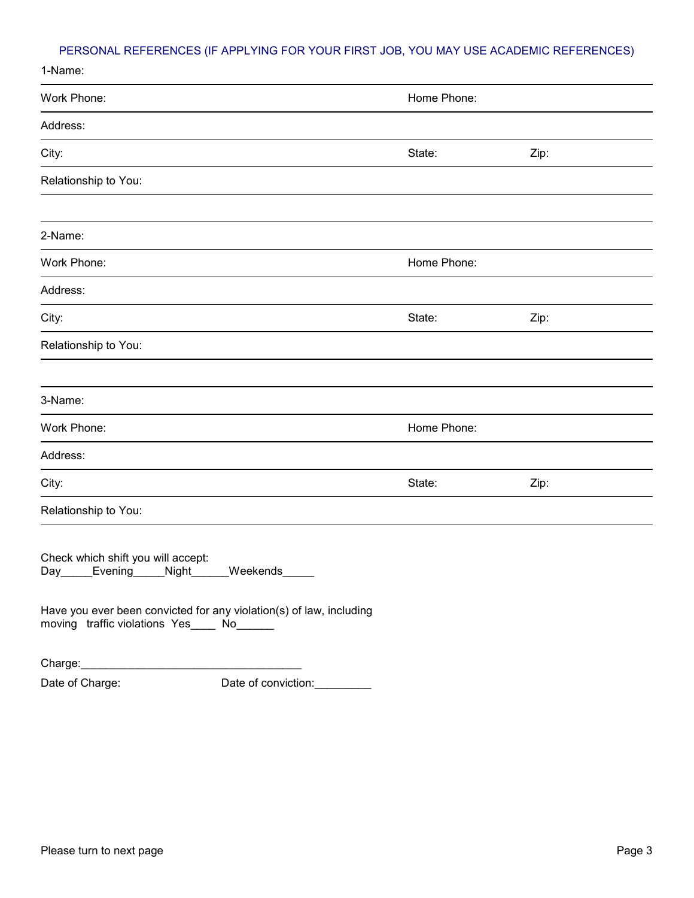## PERSONAL REFERENCES (IF APPLYING FOR YOUR FIRST JOB, YOU MAY USE ACADEMIC REFERENCES)

1-Name:

Work Phone: Home Phone:

Address:

City: State: Zip:

Relationship to You:

2-Name:

Work Phone: Home Phone:

Address:

City: State: Zip:

Relationship to You:

3-Name:

Work Phone: Home Phone:

Address:

City: State: Zip:

Relationship to You:

Check which shift you will accept:
Day_____Evening_____Night______Weekends_____

Have you ever been convicted for any violation(s) of law, including moving traffic violations Yes____ No______

Charge:___________________________________

Date of Charge: Date of conviction:_________

Please turn to next page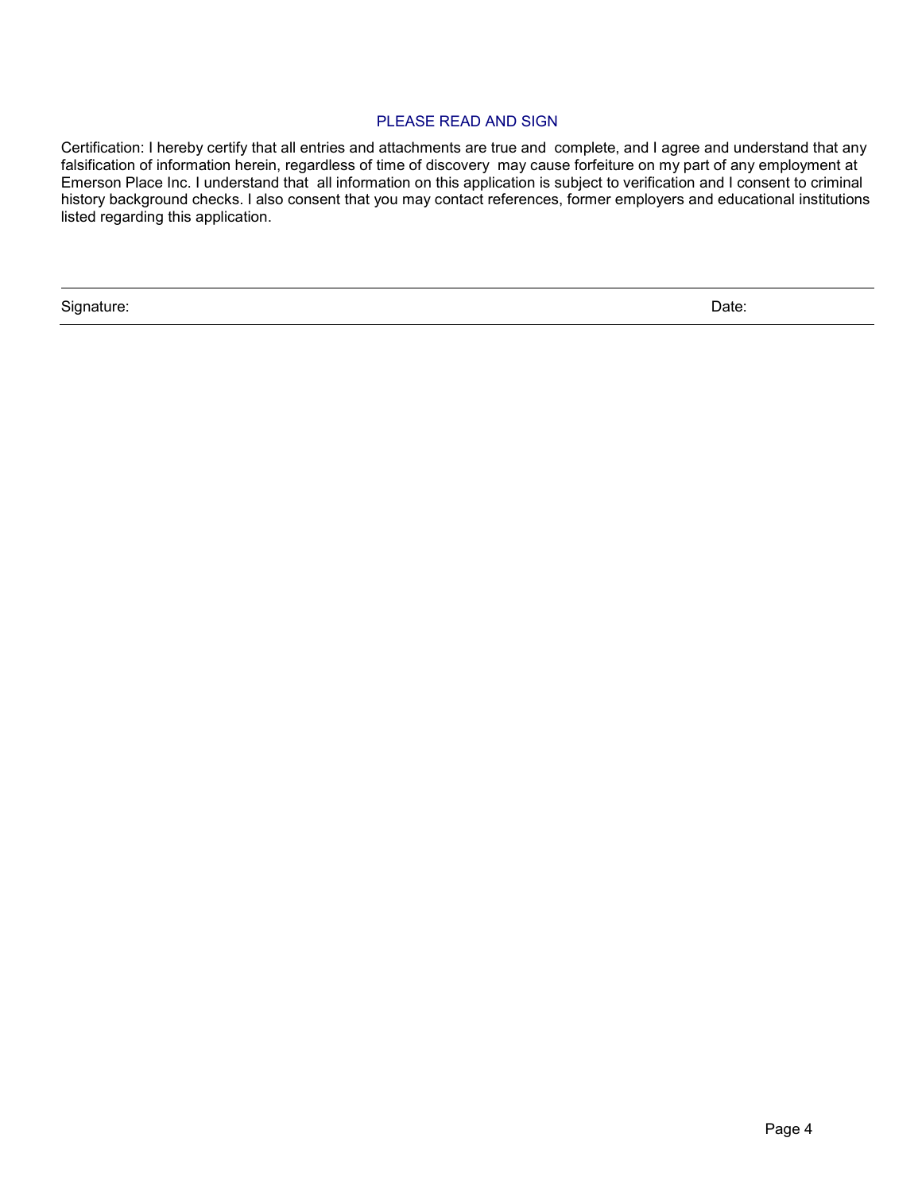## PLEASE READ AND SIGN

Certification: I hereby certify that all entries and attachments are true and complete, and I agree and understand that any falsification of information herein, regardless of time of discovery may cause forfeiture on my part of any employment at Emerson Place Inc. I understand that all information on this application is subject to verification and I consent to criminal history background checks. I also consent that you may contact references, former employers and educational institutions listed regarding this application.

| | |
|---|---|
| Signature: | Date: |